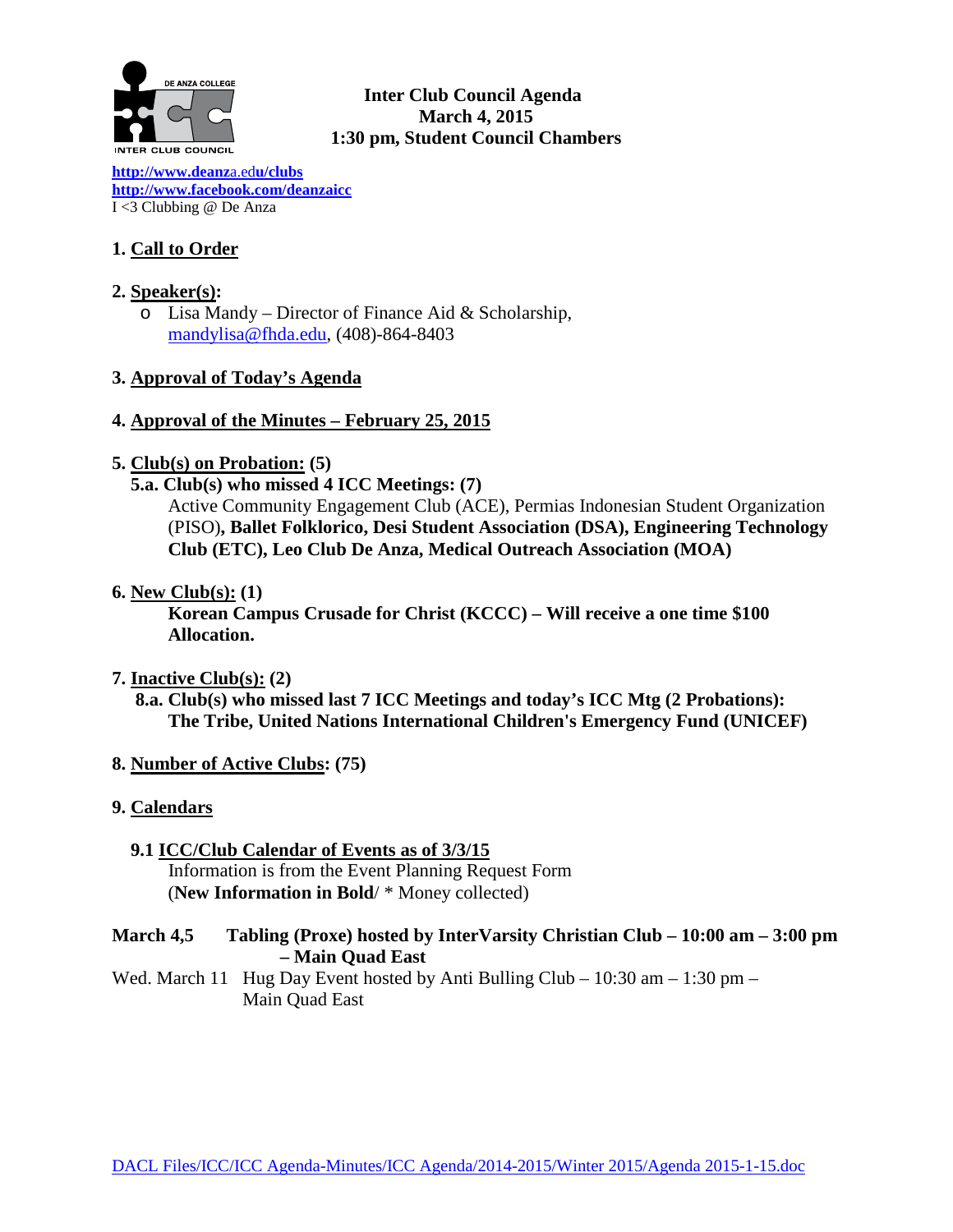**Inter Club Council Agenda**
**March 4, 2015**
**1:30 pm, Student Council Chambers**

**http://www.deanza.edu/clubs**
**http://www.facebook.com/deanzaicc**
I <3 Clubbing @ De Anza

## 1. Call to Order

## 2. Speaker(s):

- Lisa Mandy – Director of Finance Aid & Scholarship, mandylisa@fhda.edu, (408)-864-8403

## 3. Approval of Today's Agenda

## 4. Approval of the Minutes – February 25, 2015

## 5. Club(s) on Probation: (5)

**5.a. Club(s) who missed 4 ICC Meetings: (7)**

Active Community Engagement Club (ACE), Permias Indonesian Student Organization (PISO)**, Ballet Folklorico, Desi Student Association (DSA), Engineering Technology Club (ETC), Leo Club De Anza, Medical Outreach Association (MOA)**

## 6. New Club(s): (1)

**Korean Campus Crusade for Christ (KCCC) – Will receive a one time $100 Allocation.**

## 7. Inactive Club(s): (2)

**8.a. Club(s) who missed last 7 ICC Meetings and today's ICC Mtg (2 Probations): The Tribe, United Nations International Children's Emergency Fund (UNICEF)**

## 8. Number of Active Clubs: (75)

## 9. Calendars

### 9.1 ICC/Club Calendar of Events as of 3/3/15

Information is from the Event Planning Request Form
(**New Information in Bold**/ * Money collected)

**March 4,5** **Tabling (Proxe) hosted by InterVarsity Christian Club – 10:00 am – 3:00 pm – Main Quad East**

Wed. March 11 Hug Day Event hosted by Anti Bulling Club – 10:30 am – 1:30 pm – Main Quad East

DACL Files/ICC/ICC Agenda-Minutes/ICC Agenda/2014-2015/Winter 2015/Agenda 2015-1-15.doc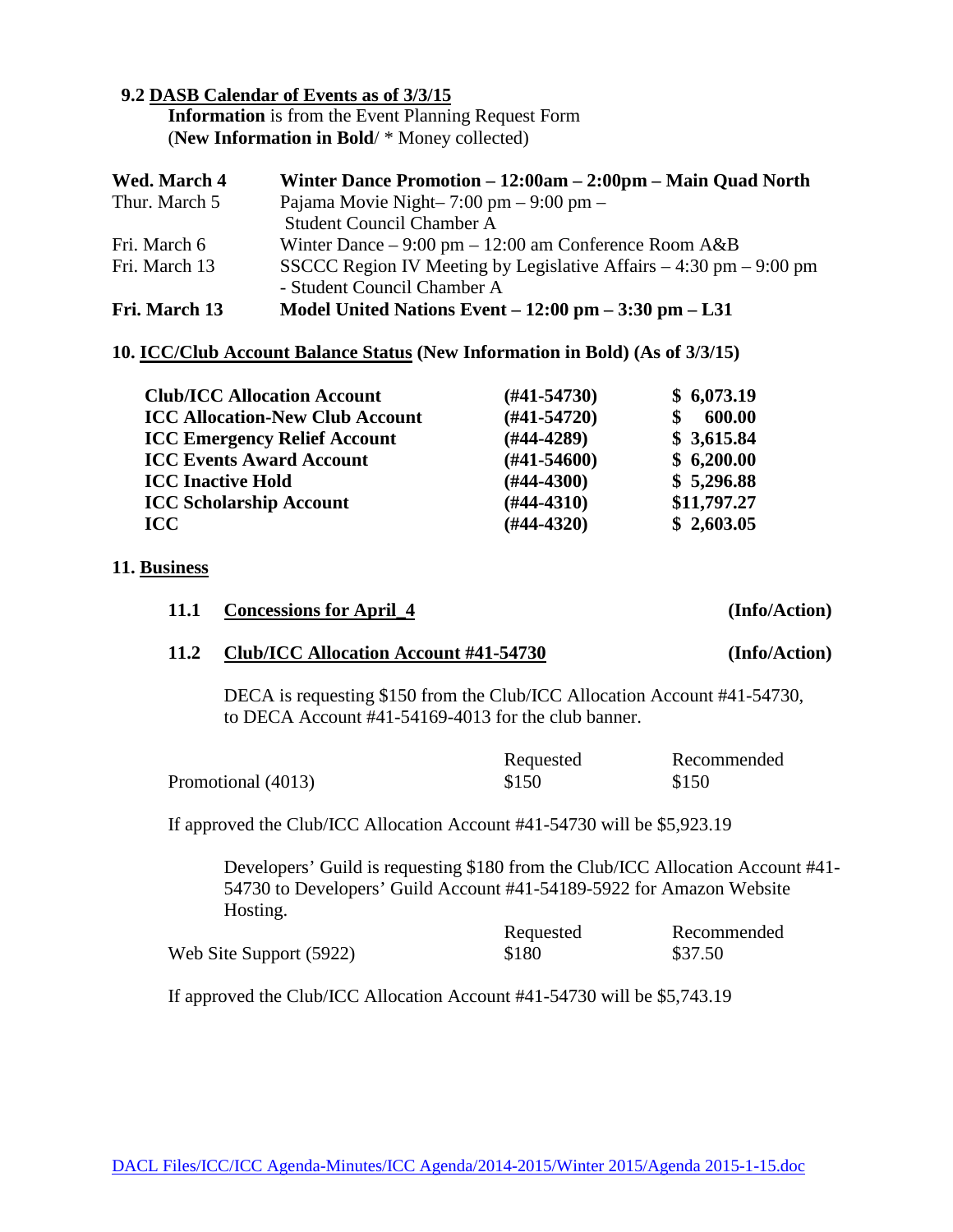**9.2 DASB Calendar of Events as of 3/3/15**

**Information** is from the Event Planning Request Form
(**New Information in Bold**/ * Money collected)

| | |
|---|---|
| **Wed. March 4** | **Winter Dance Promotion – 12:00am – 2:00pm – Main Quad North** |
| Thur. March 5 | Pajama Movie Night– 7:00 pm – 9:00 pm – Student Council Chamber A |
| Fri. March 6 | Winter Dance – 9:00 pm – 12:00 am Conference Room A&B |
| Fri. March 13 | SSCCC Region IV Meeting by Legislative Affairs – 4:30 pm – 9:00 pm - Student Council Chamber A |
| **Fri. March 13** | **Model United Nations Event – 12:00 pm – 3:30 pm – L31** |

**10. ICC/Club Account Balance Status (New Information in Bold) (As of 3/3/15)**

| | | |
|---|---|---|
| **Club/ICC Allocation Account** | **(#41-54730)** | **$ 6,073.19** |
| **ICC Allocation-New Club Account** | **(#41-54720)** | **$ 600.00** |
| **ICC Emergency Relief Account** | **(#44-4289)** | **$ 3,615.84** |
| **ICC Events Award Account** | **(#41-54600)** | **$ 6,200.00** |
| **ICC Inactive Hold** | **(#44-4300)** | **$ 5,296.88** |
| **ICC Scholarship Account** | **(#44-4310)** | **$11,797.27** |
| **ICC** | **(#44-4320)** | **$ 2,603.05** |

**11. Business**

**11.1 Concessions for April_4** **(Info/Action)**

**11.2 Club/ICC Allocation Account #41-54730** **(Info/Action)**

DECA is requesting $150 from the Club/ICC Allocation Account #41-54730, to DECA Account #41-54169-4013 for the club banner.

| | Requested | Recommended |
|---|---|---|
| Promotional (4013) | $150 | $150 |

If approved the Club/ICC Allocation Account #41-54730 will be $5,923.19

Developers' Guild is requesting $180 from the Club/ICC Allocation Account #41-54730 to Developers' Guild Account #41-54189-5922 for Amazon Website Hosting.

| | Requested | Recommended |
|---|---|---|
| Web Site Support (5922) | $180 | $37.50 |

If approved the Club/ICC Allocation Account #41-54730 will be $5,743.19

DACL Files/ICC/ICC Agenda-Minutes/ICC Agenda/2014-2015/Winter 2015/Agenda 2015-1-15.doc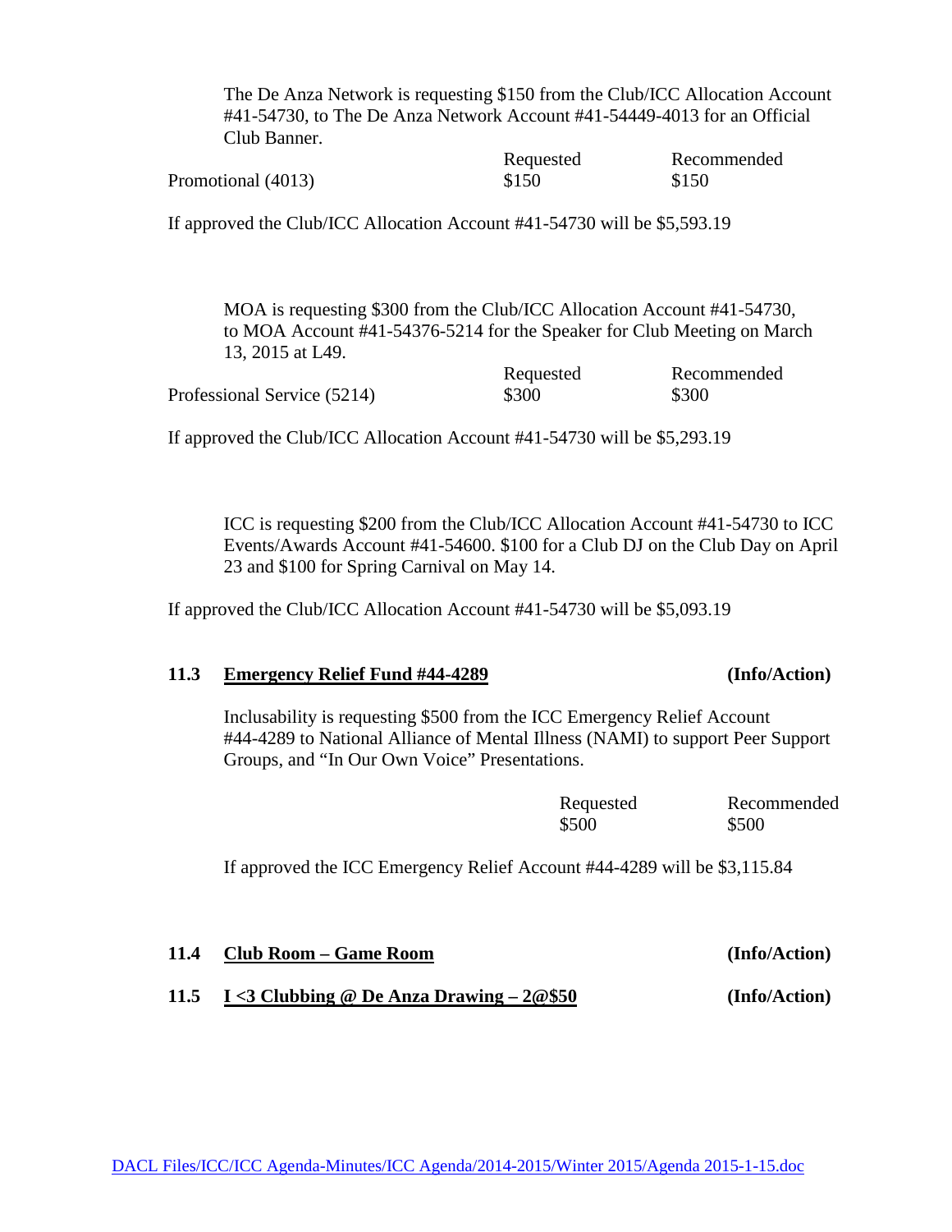The De Anza Network is requesting $150 from the Club/ICC Allocation Account #41-54730, to The De Anza Network Account #41-54449-4013 for an Official Club Banner.

| | Requested | Recommended |
|---|---|---|
| Promotional (4013) | $150 | $150 |

If approved the Club/ICC Allocation Account #41-54730 will be $5,593.19

MOA is requesting $300 from the Club/ICC Allocation Account #41-54730, to MOA Account #41-54376-5214 for the Speaker for Club Meeting on March 13, 2015 at L49.

| | Requested | Recommended |
|---|---|---|
| Professional Service (5214) | $300 | $300 |

If approved the Club/ICC Allocation Account #41-54730 will be $5,293.19

ICC is requesting $200 from the Club/ICC Allocation Account #41-54730 to ICC Events/Awards Account #41-54600. $100 for a Club DJ on the Club Day on April 23 and $100 for Spring Carnival on May 14.

If approved the Club/ICC Allocation Account #41-54730 will be $5,093.19

**11.3 <u>Emergency Relief Fund #44-4289</u> (Info/Action)**

Inclusability is requesting $500 from the ICC Emergency Relief Account #44-4289 to National Alliance of Mental Illness (NAMI) to support Peer Support Groups, and "In Our Own Voice" Presentations.

| Requested | Recommended |
|---|---|
| $500 | $500 |

If approved the ICC Emergency Relief Account #44-4289 will be $3,115.84

**11.4 <u>Club Room – Game Room</u> (Info/Action)**

**11.5 <u>I <3 Clubbing @ De Anza Drawing – 2@$50</u> (Info/Action)**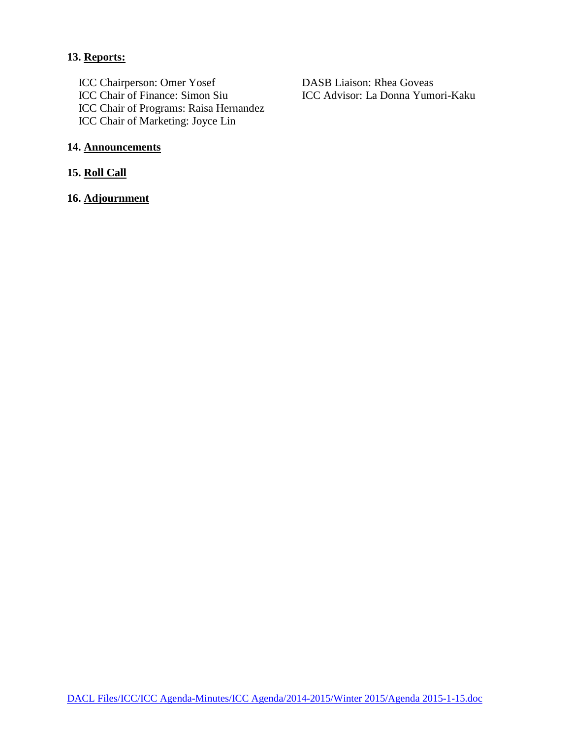**13. Reports:**

ICC Chairperson: Omer Yosef
ICC Chair of Finance: Simon Siu
ICC Chair of Programs: Raisa Hernandez
ICC Chair of Marketing: Joyce Lin

DASB Liaison: Rhea Goveas
ICC Advisor: La Donna Yumori-Kaku

**14. Announcements**

**15. Roll Call**

**16. Adjournment**

DACL Files/ICC/ICC Agenda-Minutes/ICC Agenda/2014-2015/Winter 2015/Agenda 2015-1-15.doc